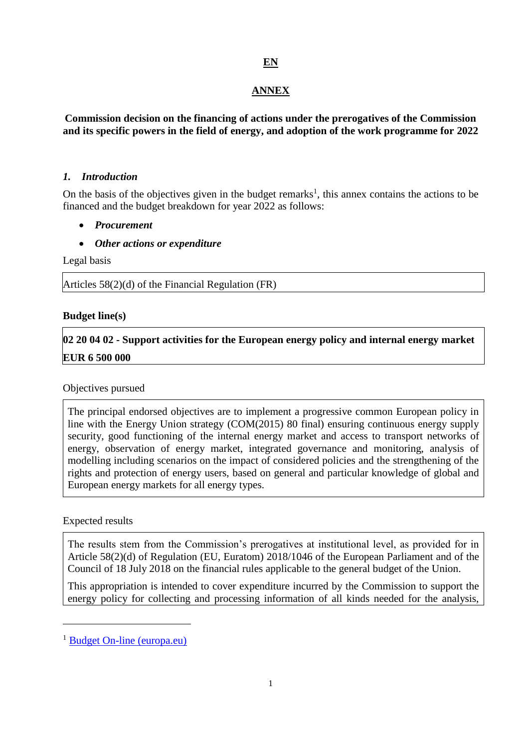**EN**

# ANNEX

**Commission decision on the financing of actions under the prerogatives of the Commission and its specific powers in the field of energy, and adoption of the work programme for 2022**

## *1. Introduction*

On the basis of the objectives given in the budget remarks[1], this annex contains the actions to be financed and the budget breakdown for year 2022 as follows:

- ***Procurement***
- ***Other actions or expenditure***

Legal basis

| Articles 58(2)(d) of the Financial Regulation (FR) |
|---|

**Budget line(s)**

| **02 20 04 02 - Support activities for the European energy policy and internal energy market** |
|---|
| **EUR 6 500 000** |

Objectives pursued

| The principal endorsed objectives are to implement a progressive common European policy in line with the Energy Union strategy (COM(2015) 80 final) ensuring continuous energy supply security, good functioning of the internal energy market and access to transport networks of energy, observation of energy market, integrated governance and monitoring, analysis of modelling including scenarios on the impact of considered policies and the strengthening of the rights and protection of energy users, based on general and particular knowledge of global and European energy markets for all energy types. |
|---|

Expected results

| The results stem from the Commission's prerogatives at institutional level, as provided for in Article 58(2)(d) of Regulation (EU, Euratom) 2018/1046 of the European Parliament and of the Council of 18 July 2018 on the financial rules applicable to the general budget of the Union. This appropriation is intended to cover expenditure incurred by the Commission to support the energy policy for collecting and processing information of all kinds needed for the analysis, |
|---|

[1] Budget On-line (europa.eu)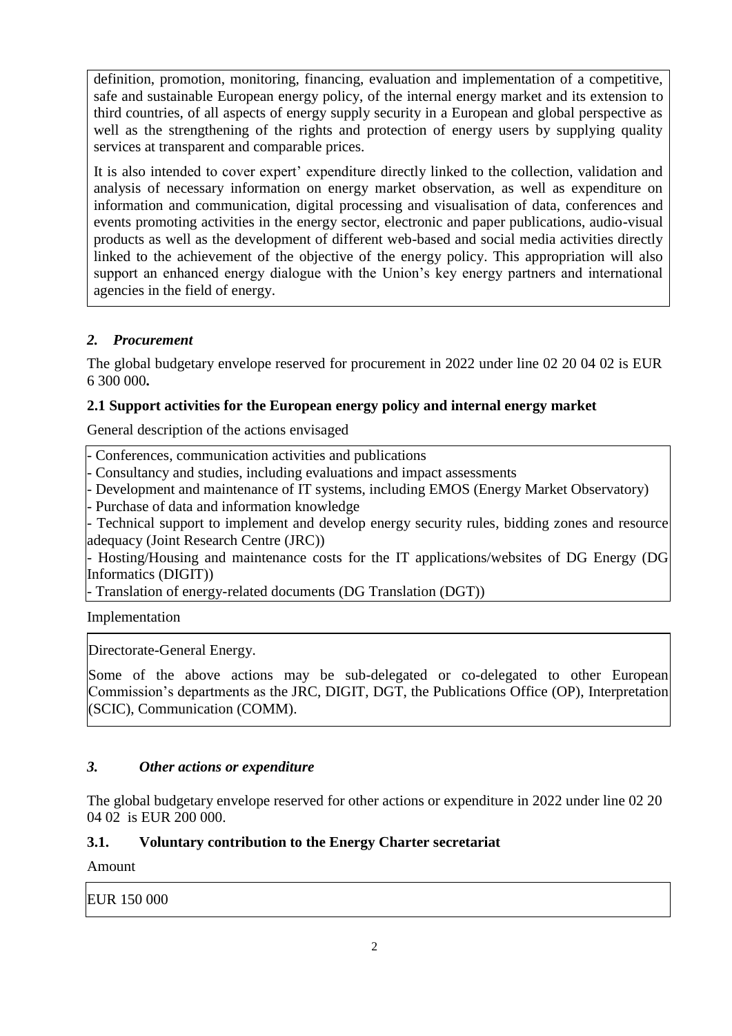definition, promotion, monitoring, financing, evaluation and implementation of a competitive, safe and sustainable European energy policy, of the internal energy market and its extension to third countries, of all aspects of energy supply security in a European and global perspective as well as the strengthening of the rights and protection of energy users by supplying quality services at transparent and comparable prices.

It is also intended to cover expert' expenditure directly linked to the collection, validation and analysis of necessary information on energy market observation, as well as expenditure on information and communication, digital processing and visualisation of data, conferences and events promoting activities in the energy sector, electronic and paper publications, audio-visual products as well as the development of different web-based and social media activities directly linked to the achievement of the objective of the energy policy. This appropriation will also support an enhanced energy dialogue with the Union's key energy partners and international agencies in the field of energy.

## *2. Procurement*

The global budgetary envelope reserved for procurement in 2022 under line 02 20 04 02 is EUR 6 300 000**.**

### 2.1 Support activities for the European energy policy and internal energy market

General description of the actions envisaged

- Conferences, communication activities and publications
- Consultancy and studies, including evaluations and impact assessments
- Development and maintenance of IT systems, including EMOS (Energy Market Observatory)
- Purchase of data and information knowledge
- Technical support to implement and develop energy security rules, bidding zones and resource adequacy (Joint Research Centre (JRC))
- Hosting/Housing and maintenance costs for the IT applications/websites of DG Energy (DG Informatics (DIGIT))
- Translation of energy-related documents (DG Translation (DGT))

Implementation

Directorate-General Energy.

Some of the above actions may be sub-delegated or co-delegated to other European Commission's departments as the JRC, DIGIT, DGT, the Publications Office (OP), Interpretation (SCIC), Communication (COMM).

## *3. Other actions or expenditure*

The global budgetary envelope reserved for other actions or expenditure in 2022 under line 02 20 04 02 is EUR 200 000.

### 3.1. Voluntary contribution to the Energy Charter secretariat

Amount

EUR 150 000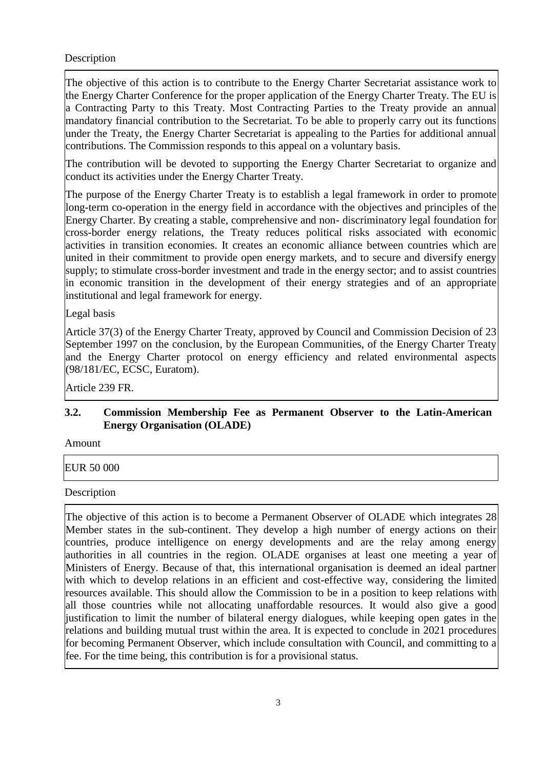Description

The objective of this action is to contribute to the Energy Charter Secretariat assistance work to the Energy Charter Conference for the proper application of the Energy Charter Treaty. The EU is a Contracting Party to this Treaty. Most Contracting Parties to the Treaty provide an annual mandatory financial contribution to the Secretariat. To be able to properly carry out its functions under the Treaty, the Energy Charter Secretariat is appealing to the Parties for additional annual contributions. The Commission responds to this appeal on a voluntary basis.

The contribution will be devoted to supporting the Energy Charter Secretariat to organize and conduct its activities under the Energy Charter Treaty.

The purpose of the Energy Charter Treaty is to establish a legal framework in order to promote long-term co-operation in the energy field in accordance with the objectives and principles of the Energy Charter. By creating a stable, comprehensive and non- discriminatory legal foundation for cross-border energy relations, the Treaty reduces political risks associated with economic activities in transition economies. It creates an economic alliance between countries which are united in their commitment to provide open energy markets, and to secure and diversify energy supply; to stimulate cross-border investment and trade in the energy sector; and to assist countries in economic transition in the development of their energy strategies and of an appropriate institutional and legal framework for energy.

Legal basis

Article 37(3) of the Energy Charter Treaty, approved by Council and Commission Decision of 23 September 1997 on the conclusion, by the European Communities, of the Energy Charter Treaty and the Energy Charter protocol on energy efficiency and related environmental aspects (98/181/EC, ECSC, Euratom).

Article 239 FR.

### 3.2. Commission Membership Fee as Permanent Observer to the Latin-American Energy Organisation (OLADE)

Amount

EUR 50 000

Description

The objective of this action is to become a Permanent Observer of OLADE which integrates 28 Member states in the sub-continent. They develop a high number of energy actions on their countries, produce intelligence on energy developments and are the relay among energy authorities in all countries in the region. OLADE organises at least one meeting a year of Ministers of Energy. Because of that, this international organisation is deemed an ideal partner with which to develop relations in an efficient and cost-effective way, considering the limited resources available. This should allow the Commission to be in a position to keep relations with all those countries while not allocating unaffordable resources. It would also give a good justification to limit the number of bilateral energy dialogues, while keeping open gates in the relations and building mutual trust within the area. It is expected to conclude in 2021 procedures for becoming Permanent Observer, which include consultation with Council, and committing to a fee. For the time being, this contribution is for a provisional status.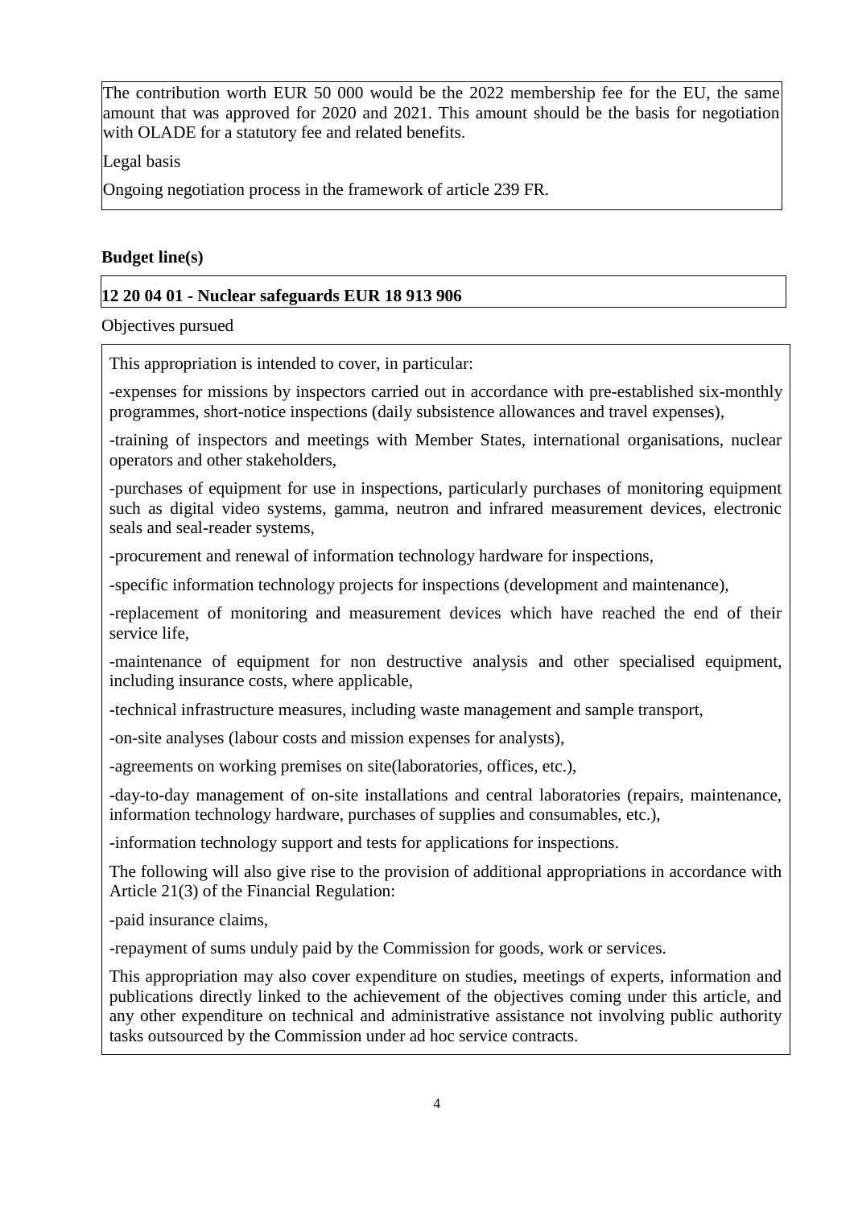The contribution worth EUR 50 000 would be the 2022 membership fee for the EU, the same amount that was approved for 2020 and 2021. This amount should be the basis for negotiation with OLADE for a statutory fee and related benefits.

Legal basis

Ongoing negotiation process in the framework of article 239 FR.

**Budget line(s)**

**12 20 04 01 - Nuclear safeguards EUR 18 913 906**

Objectives pursued

This appropriation is intended to cover, in particular:

-expenses for missions by inspectors carried out in accordance with pre-established six-monthly programmes, short-notice inspections (daily subsistence allowances and travel expenses),

-training of inspectors and meetings with Member States, international organisations, nuclear operators and other stakeholders,

-purchases of equipment for use in inspections, particularly purchases of monitoring equipment such as digital video systems, gamma, neutron and infrared measurement devices, electronic seals and seal-reader systems,

-procurement and renewal of information technology hardware for inspections,

-specific information technology projects for inspections (development and maintenance),

-replacement of monitoring and measurement devices which have reached the end of their service life,

-maintenance of equipment for non destructive analysis and other specialised equipment, including insurance costs, where applicable,

-technical infrastructure measures, including waste management and sample transport,

-on-site analyses (labour costs and mission expenses for analysts),

-agreements on working premises on site(laboratories, offices, etc.),

-day-to-day management of on-site installations and central laboratories (repairs, maintenance, information technology hardware, purchases of supplies and consumables, etc.),

-information technology support and tests for applications for inspections.

The following will also give rise to the provision of additional appropriations in accordance with Article 21(3) of the Financial Regulation:

-paid insurance claims,

-repayment of sums unduly paid by the Commission for goods, work or services.

This appropriation may also cover expenditure on studies, meetings of experts, information and publications directly linked to the achievement of the objectives coming under this article, and any other expenditure on technical and administrative assistance not involving public authority tasks outsourced by the Commission under ad hoc service contracts.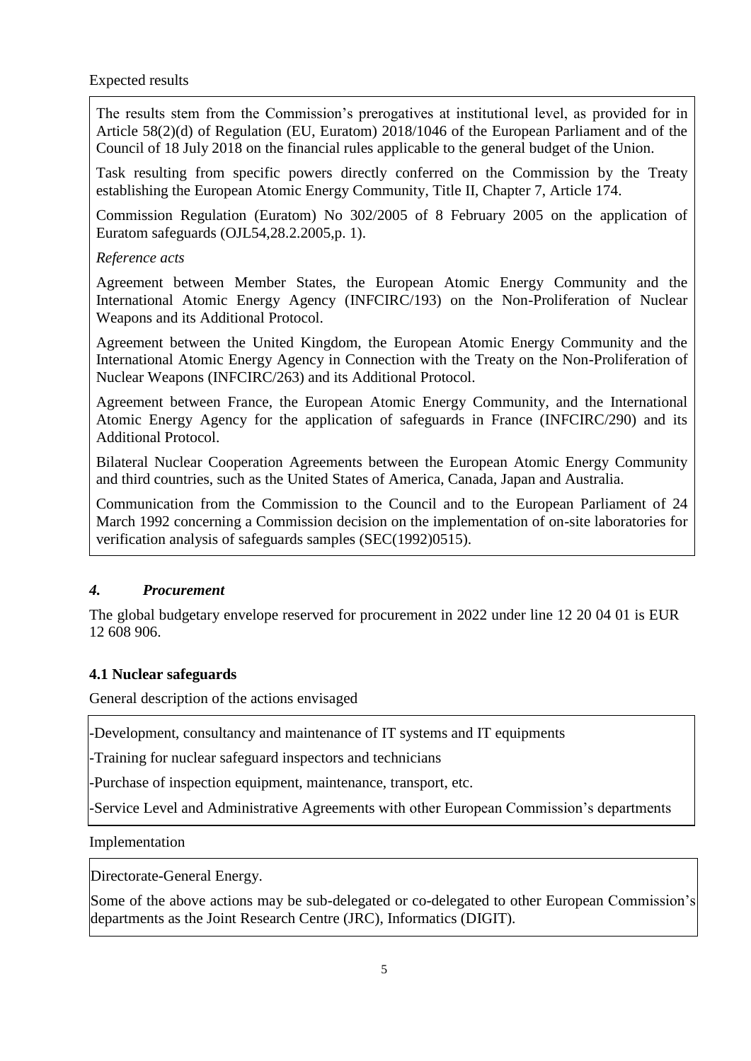Expected results

The results stem from the Commission's prerogatives at institutional level, as provided for in Article 58(2)(d) of Regulation (EU, Euratom) 2018/1046 of the European Parliament and of the Council of 18 July 2018 on the financial rules applicable to the general budget of the Union.

Task resulting from specific powers directly conferred on the Commission by the Treaty establishing the European Atomic Energy Community, Title II, Chapter 7, Article 174.

Commission Regulation (Euratom) No 302/2005 of 8 February 2005 on the application of Euratom safeguards (OJL54,28.2.2005,p. 1).

*Reference acts*

Agreement between Member States, the European Atomic Energy Community and the International Atomic Energy Agency (INFCIRC/193) on the Non-Proliferation of Nuclear Weapons and its Additional Protocol.

Agreement between the United Kingdom, the European Atomic Energy Community and the International Atomic Energy Agency in Connection with the Treaty on the Non-Proliferation of Nuclear Weapons (INFCIRC/263) and its Additional Protocol.

Agreement between France, the European Atomic Energy Community, and the International Atomic Energy Agency for the application of safeguards in France (INFCIRC/290) and its Additional Protocol.

Bilateral Nuclear Cooperation Agreements between the European Atomic Energy Community and third countries, such as the United States of America, Canada, Japan and Australia.

Communication from the Commission to the Council and to the European Parliament of 24 March 1992 concerning a Commission decision on the implementation of on-site laboratories for verification analysis of safeguards samples (SEC(1992)0515).

## *4. Procurement*

The global budgetary envelope reserved for procurement in 2022 under line 12 20 04 01 is EUR 12 608 906.

### 4.1 Nuclear safeguards

General description of the actions envisaged

-Development, consultancy and maintenance of IT systems and IT equipments

-Training for nuclear safeguard inspectors and technicians

-Purchase of inspection equipment, maintenance, transport, etc.

-Service Level and Administrative Agreements with other European Commission's departments

Implementation

Directorate-General Energy.

Some of the above actions may be sub-delegated or co-delegated to other European Commission's departments as the Joint Research Centre (JRC), Informatics (DIGIT).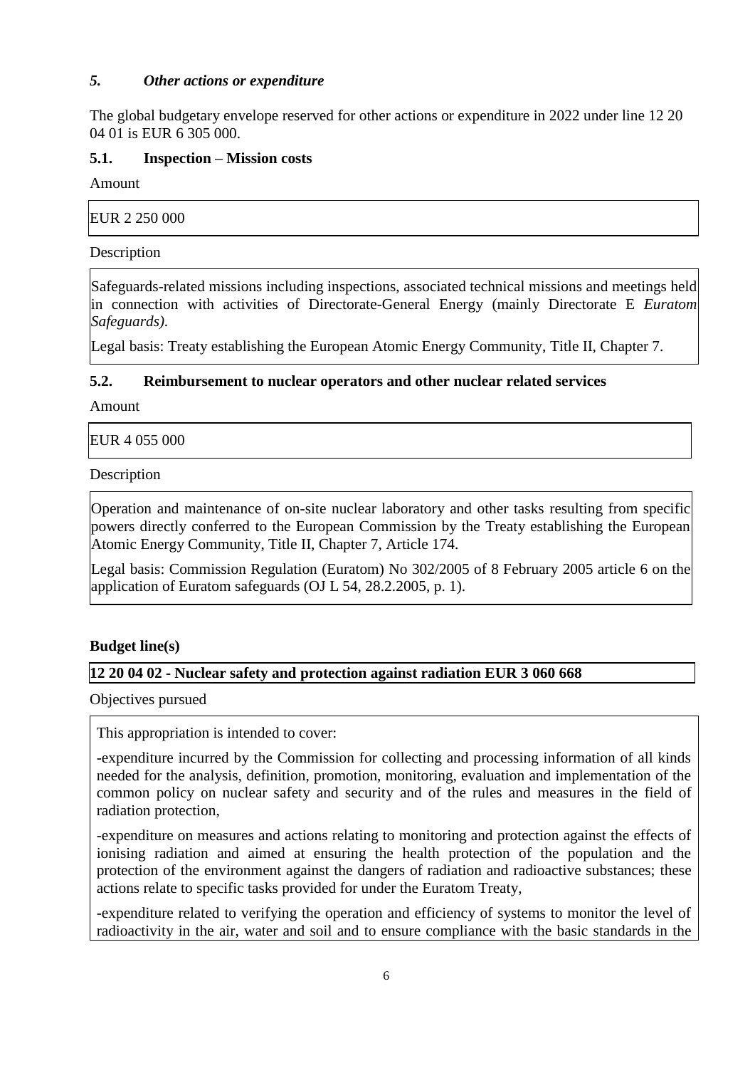### *5. Other actions or expenditure*

The global budgetary envelope reserved for other actions or expenditure in 2022 under line 12 20 04 01 is EUR 6 305 000.

### 5.1. Inspection – Mission costs

Amount

| EUR 2 250 000 |
|---|

Description

| Safeguards-related missions including inspections, associated technical missions and meetings held in connection with activities of Directorate-General Energy (mainly Directorate E *Euratom Safeguards)*.<br><br>Legal basis: Treaty establishing the European Atomic Energy Community, Title II, Chapter 7. |
|---|

### 5.2. Reimbursement to nuclear operators and other nuclear related services

Amount

| EUR 4 055 000 |
|---|

Description

| Operation and maintenance of on-site nuclear laboratory and other tasks resulting from specific powers directly conferred to the European Commission by the Treaty establishing the European Atomic Energy Community, Title II, Chapter 7, Article 174.<br><br>Legal basis: Commission Regulation (Euratom) No 302/2005 of 8 February 2005 article 6 on the application of Euratom safeguards (OJ L 54, 28.2.2005, p. 1). |
|---|

**Budget line(s)**

| **12 20 04 02 - Nuclear safety and protection against radiation EUR 3 060 668** |
|---|

Objectives pursued

This appropriation is intended to cover:

-expenditure incurred by the Commission for collecting and processing information of all kinds needed for the analysis, definition, promotion, monitoring, evaluation and implementation of the common policy on nuclear safety and security and of the rules and measures in the field of radiation protection,

-expenditure on measures and actions relating to monitoring and protection against the effects of ionising radiation and aimed at ensuring the health protection of the population and the protection of the environment against the dangers of radiation and radioactive substances; these actions relate to specific tasks provided for under the Euratom Treaty,

-expenditure related to verifying the operation and efficiency of systems to monitor the level of radioactivity in the air, water and soil and to ensure compliance with the basic standards in the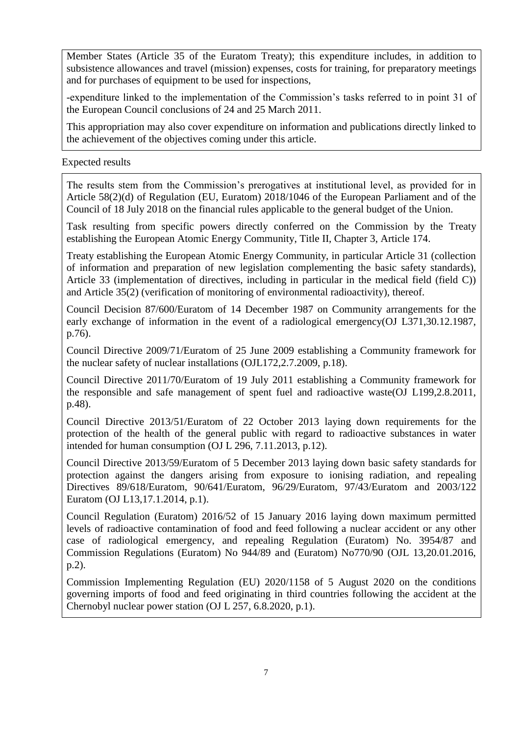Member States (Article 35 of the Euratom Treaty); this expenditure includes, in addition to subsistence allowances and travel (mission) expenses, costs for training, for preparatory meetings and for purchases of equipment to be used for inspections,

-expenditure linked to the implementation of the Commission's tasks referred to in point 31 of the European Council conclusions of 24 and 25 March 2011.

This appropriation may also cover expenditure on information and publications directly linked to the achievement of the objectives coming under this article.

Expected results

The results stem from the Commission's prerogatives at institutional level, as provided for in Article 58(2)(d) of Regulation (EU, Euratom) 2018/1046 of the European Parliament and of the Council of 18 July 2018 on the financial rules applicable to the general budget of the Union.

Task resulting from specific powers directly conferred on the Commission by the Treaty establishing the European Atomic Energy Community, Title II, Chapter 3, Article 174.

Treaty establishing the European Atomic Energy Community, in particular Article 31 (collection of information and preparation of new legislation complementing the basic safety standards), Article 33 (implementation of directives, including in particular in the medical field (field C)) and Article 35(2) (verification of monitoring of environmental radioactivity), thereof.

Council Decision 87/600/Euratom of 14 December 1987 on Community arrangements for the early exchange of information in the event of a radiological emergency(OJ L371,30.12.1987, p.76).

Council Directive 2009/71/Euratom of 25 June 2009 establishing a Community framework for the nuclear safety of nuclear installations (OJL172,2.7.2009, p.18).

Council Directive 2011/70/Euratom of 19 July 2011 establishing a Community framework for the responsible and safe management of spent fuel and radioactive waste(OJ L199,2.8.2011, p.48).

Council Directive 2013/51/Euratom of 22 October 2013 laying down requirements for the protection of the health of the general public with regard to radioactive substances in water intended for human consumption (OJ L 296, 7.11.2013, p.12).

Council Directive 2013/59/Euratom of 5 December 2013 laying down basic safety standards for protection against the dangers arising from exposure to ionising radiation, and repealing Directives 89/618/Euratom, 90/641/Euratom, 96/29/Euratom, 97/43/Euratom and 2003/122 Euratom (OJ L13,17.1.2014, p.1).

Council Regulation (Euratom) 2016/52 of 15 January 2016 laying down maximum permitted levels of radioactive contamination of food and feed following a nuclear accident or any other case of radiological emergency, and repealing Regulation (Euratom) No. 3954/87 and Commission Regulations (Euratom) No 944/89 and (Euratom) No770/90 (OJL 13,20.01.2016, p.2).

Commission Implementing Regulation (EU) 2020/1158 of 5 August 2020 on the conditions governing imports of food and feed originating in third countries following the accident at the Chernobyl nuclear power station (OJ L 257, 6.8.2020, p.1).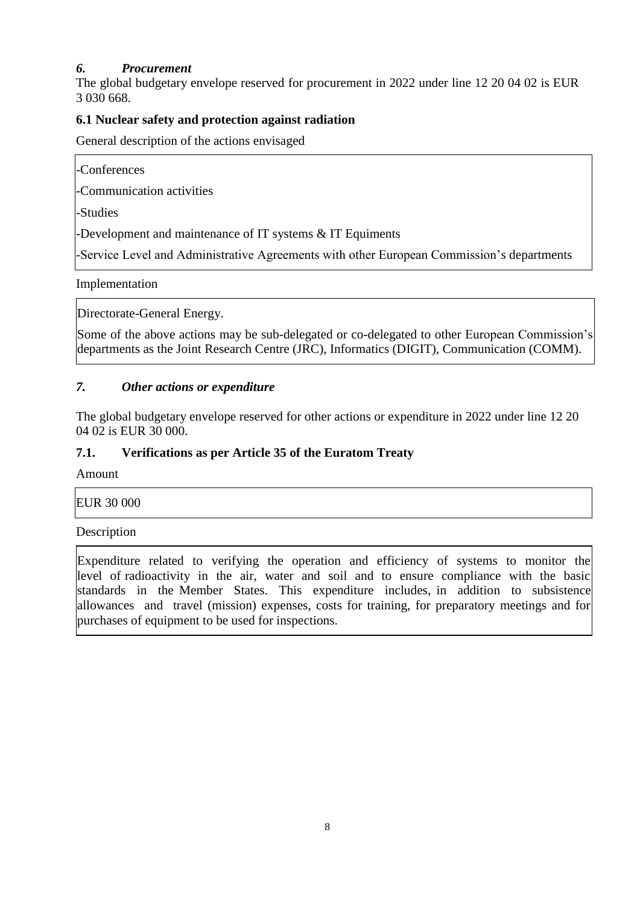## *6. Procurement*

The global budgetary envelope reserved for procurement in 2022 under line 12 20 04 02 is EUR 3 030 668.

### 6.1 Nuclear safety and protection against radiation

General description of the actions envisaged

-Conferences

-Communication activities

-Studies

-Development and maintenance of IT systems & IT Equiments

-Service Level and Administrative Agreements with other European Commission's departments

Implementation

Directorate-General Energy.

Some of the above actions may be sub-delegated or co-delegated to other European Commission's departments as the Joint Research Centre (JRC), Informatics (DIGIT), Communication (COMM).

## *7. Other actions or expenditure*

The global budgetary envelope reserved for other actions or expenditure in 2022 under line 12 20 04 02 is EUR 30 000.

### 7.1. Verifications as per Article 35 of the Euratom Treaty

Amount

EUR 30 000

Description

Expenditure related to verifying the operation and efficiency of systems to monitor the level of radioactivity in the air, water and soil and to ensure compliance with the basic standards in the Member States. This expenditure includes, in addition to subsistence allowances and travel (mission) expenses, costs for training, for preparatory meetings and for purchases of equipment to be used for inspections.